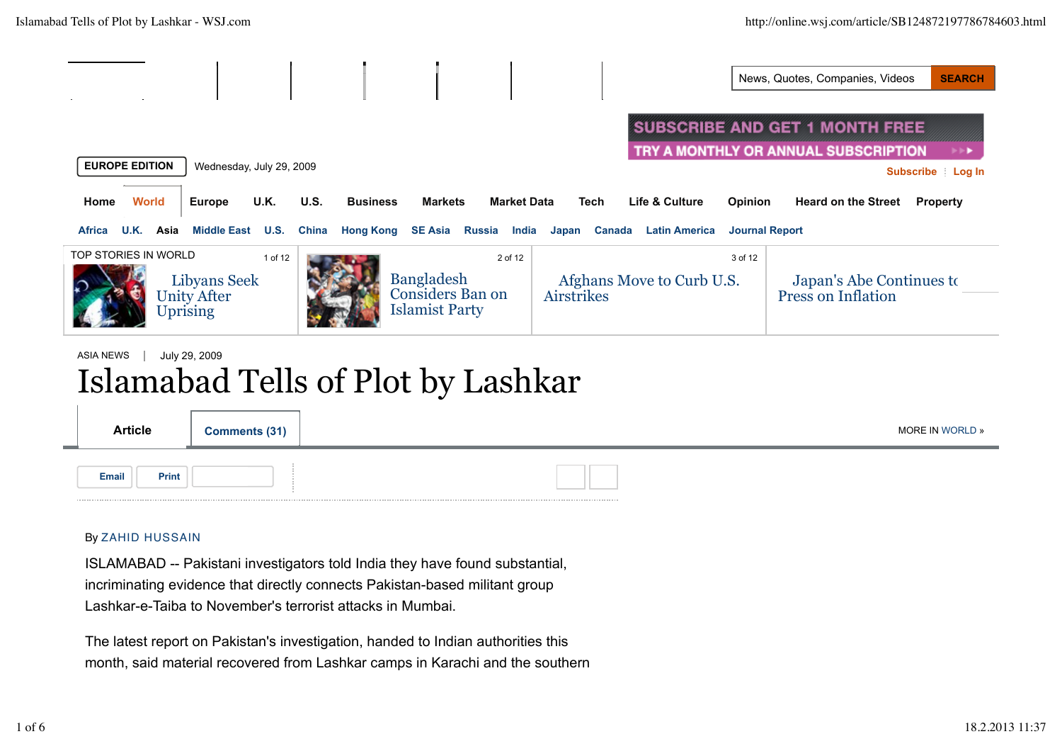EUROPE EDITION Wednesday, July 29, 2009

Home | World | Europe | U.K. | U.S. | Business | Markets | Market Data | Tech | Life & Culture | Opinion | Heard on the Street | Property

Africa | U.K. | Asia | Middle East | U.S. | China | Hong Kong | SE Asia | Russia | India | Japan | Canada | Latin America | Journal Report

TOP STORIES IN WORLD

1 of 12 Libyans Seek Unity After Uprising

2 of 12 Bangladesh Considers Ban on Islamist Party

3 of 12 Afghans Move to Curb U.S. Airstrikes

Japan's Abe Continues to Press on Inflation

ASIA NEWS | July 29, 2009

# Islamabad Tells of Plot by Lashkar

Article | Comments (31)

MORE IN WORLD »

By ZAHID HUSSAIN

ISLAMABAD -- Pakistani investigators told India they have found substantial, incriminating evidence that directly connects Pakistan-based militant group Lashkar-e-Taiba to November's terrorist attacks in Mumbai.

The latest report on Pakistan's investigation, handed to Indian authorities this month, said material recovered from Lashkar camps in Karachi and the southern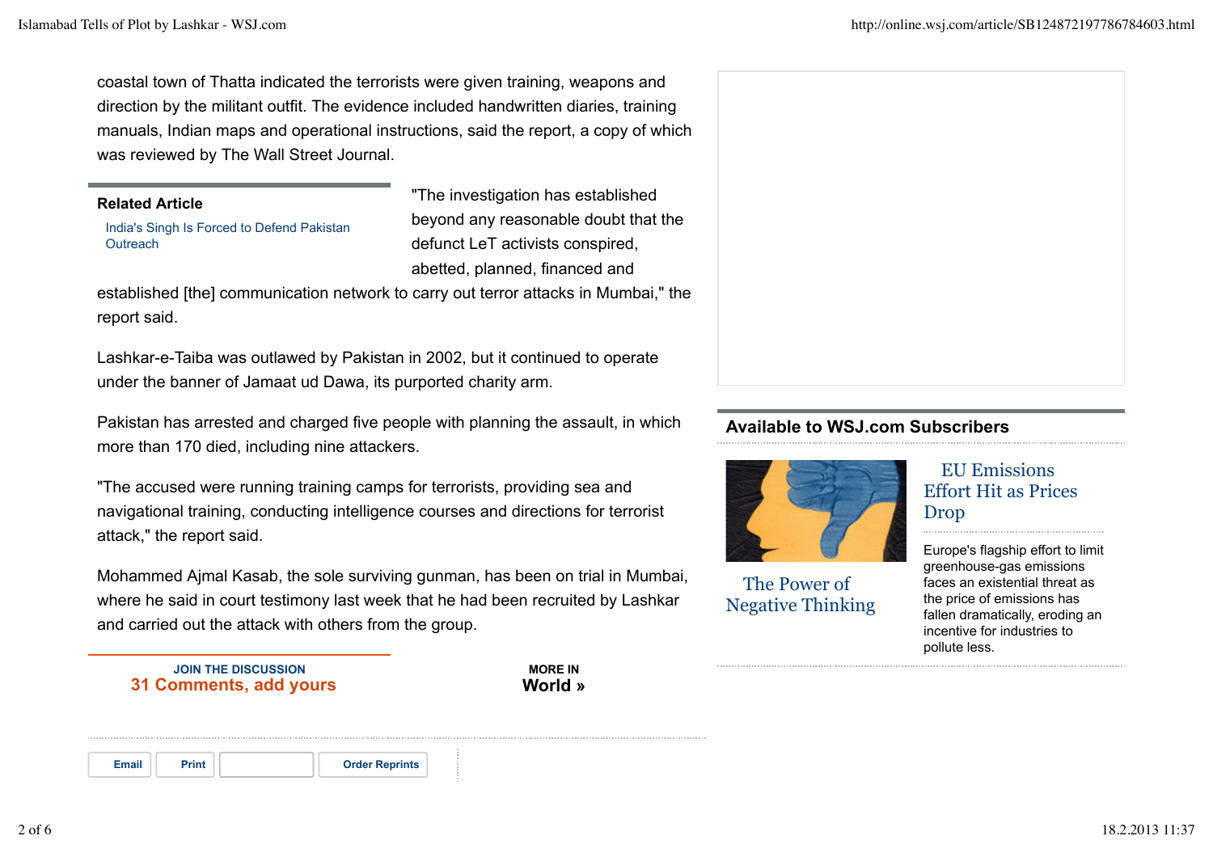coastal town of Thatta indicated the terrorists were given training, weapons and direction by the militant outfit. The evidence included handwritten diaries, training manuals, Indian maps and operational instructions, said the report, a copy of which was reviewed by The Wall Street Journal.

**Related Article**

India's Singh Is Forced to Defend Pakistan Outreach

"The investigation has established beyond any reasonable doubt that the defunct LeT activists conspired, abetted, planned, financed and established [the] communication network to carry out terror attacks in Mumbai," the report said.

Lashkar-e-Taiba was outlawed by Pakistan in 2002, but it continued to operate under the banner of Jamaat ud Dawa, its purported charity arm.

Pakistan has arrested and charged five people with planning the assault, in which more than 170 died, including nine attackers.

"The accused were running training camps for terrorists, providing sea and navigational training, conducting intelligence courses and directions for terrorist attack," the report said.

Mohammed Ajmal Kasab, the sole surviving gunman, has been on trial in Mumbai, where he said in court testimony last week that he had been recruited by Lashkar and carried out the attack with others from the group.

**JOIN THE DISCUSSION**
**31 Comments, add yours**

**MORE IN**
**World »**

Email | Print | Order Reprints

### Available to WSJ.com Subscribers

The Power of Negative Thinking

EU Emissions Effort Hit as Prices Drop

Europe's flagship effort to limit greenhouse-gas emissions faces an existential threat as the price of emissions has fallen dramatically, eroding an incentive for industries to pollute less.